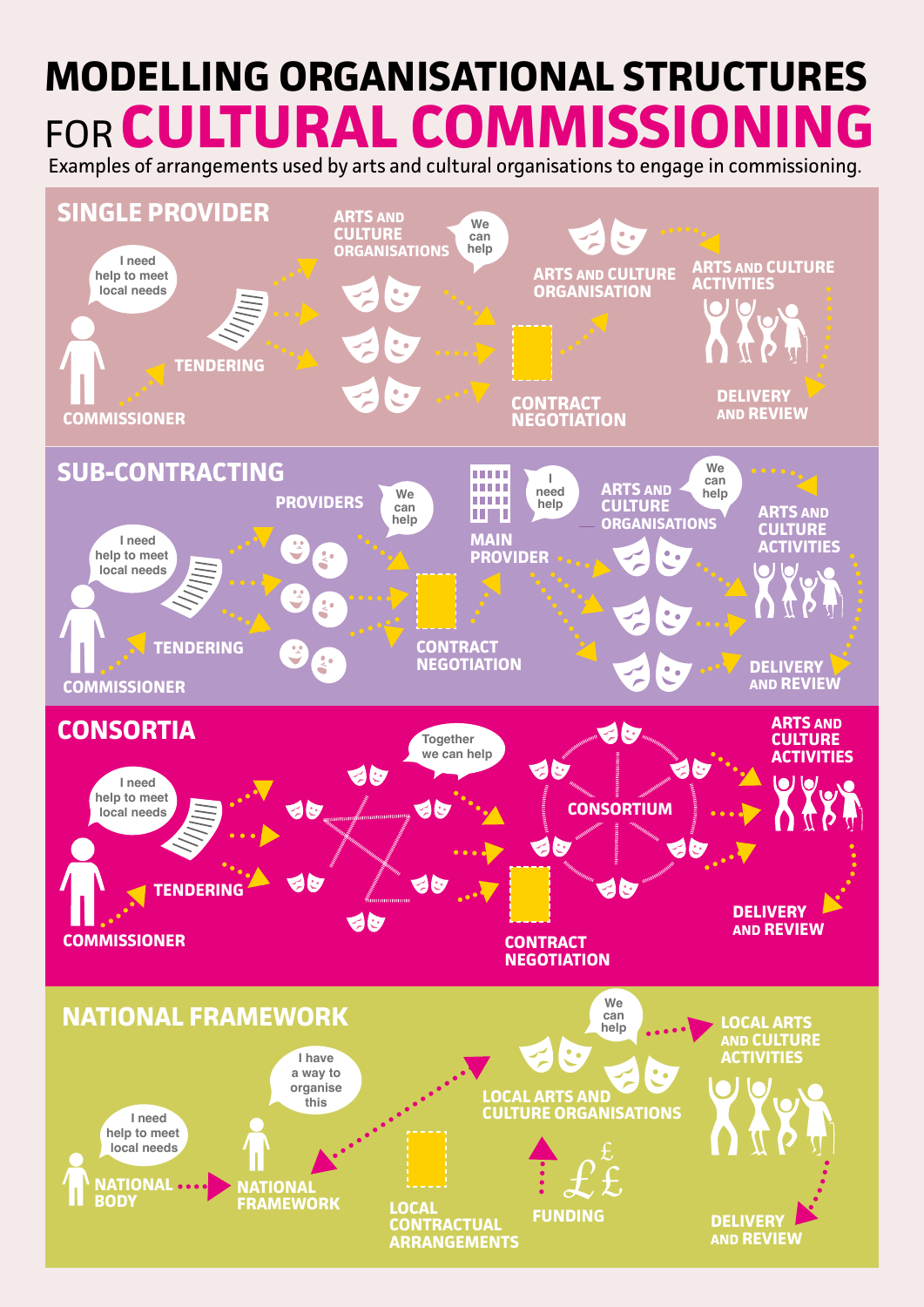# MODELLING ORGANISATIONAL STRUCTURES FOR CULTURAL COMMISSIONING

Examples of arrangements used by arts and cultural organisations to engage in commissioning.

## SINGLE PROVIDER

I need help to meet local needs

COMMISSIONER

TENDERING

ARTS AND CULTURE ORGANISATIONS

We can help

CONTRACT NEGOTIATION

ARTS AND CULTURE ORGANISATION

ARTS AND CULTURE ACTIVITIES

DELIVERY AND REVIEW

## SUB-CONTRACTING

I need help to meet local needs

COMMISSIONER

TENDERING

PROVIDERS

We can help

CONTRACT NEGOTIATION

MAIN PROVIDER

I need help

ARTS AND CULTURE ORGANISATIONS

We can help

ARTS AND CULTURE ACTIVITIES

DELIVERY AND REVIEW

## CONSORTIA

I need help to meet local needs

COMMISSIONER

TENDERING

Together we can help

CONSORTIUM

CONTRACT NEGOTIATION

ARTS AND CULTURE ACTIVITIES

DELIVERY AND REVIEW

## NATIONAL FRAMEWORK

I need help to meet local needs

NATIONAL BODY

I have a way to organise this

NATIONAL FRAMEWORK

LOCAL CONTRACTUAL ARRANGEMENTS

LOCAL ARTS AND CULTURE ORGANISATIONS

We can help

FUNDING

LOCAL ARTS AND CULTURE ACTIVITIES

DELIVERY AND REVIEW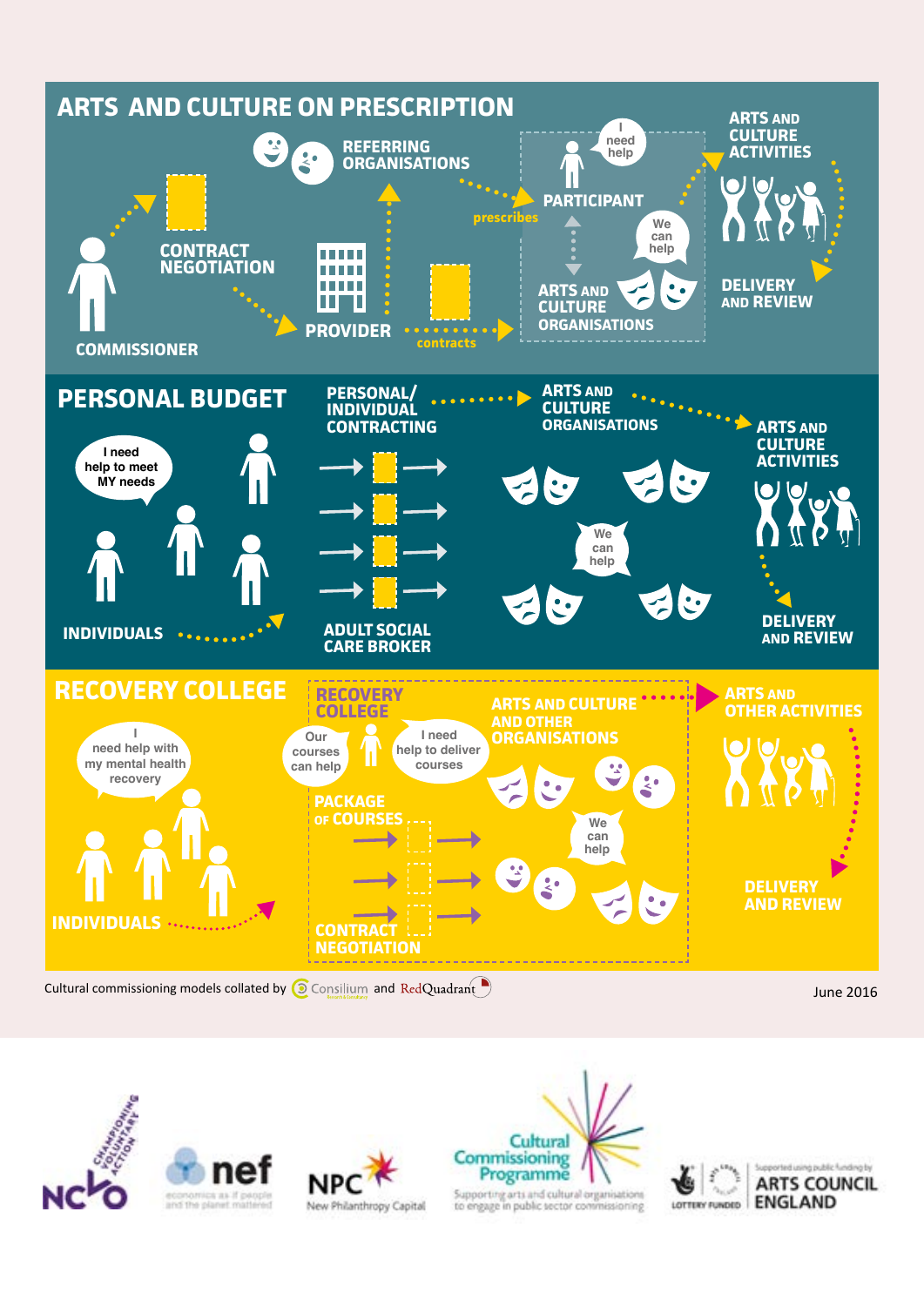# ARTS AND CULTURE ON PRESCRIPTION

REFERRING ORGANISATIONS

I need help

PARTICIPANT

prescribes

We can help

ARTS AND CULTURE ACTIVITIES

CONTRACT NEGOTIATION

COMMISSIONER

PROVIDER

contracts

ARTS AND CULTURE ORGANISATIONS

DELIVERY AND REVIEW

# PERSONAL BUDGET

I need help to meet MY needs

PERSONAL/ INDIVIDUAL CONTRACTING

ARTS AND CULTURE ORGANISATIONS

ARTS AND CULTURE ACTIVITIES

We can help

INDIVIDUALS

ADULT SOCIAL CARE BROKER

DELIVERY AND REVIEW

# RECOVERY COLLEGE

I need help with my mental health recovery

RECOVERY COLLEGE

Our courses can help

I need help to deliver courses

ARTS AND CULTURE AND OTHER ORGANISATIONS

ARTS AND OTHER ACTIVITIES

PACKAGE OF COURSES

We can help

INDIVIDUALS

CONTRACT NEGOTIATION

DELIVERY AND REVIEW

Cultural commissioning models collated by Consilium and RedQuadrant

June 2016

NCVO Championing Voluntary Action

nef economics as if people and the planet mattered

NPC New Philanthropy Capital

Cultural Commissioning Programme
Supporting arts and cultural organisations to engage in public sector commissioning

Lottery Funded | Supported using public funding by ARTS COUNCIL ENGLAND